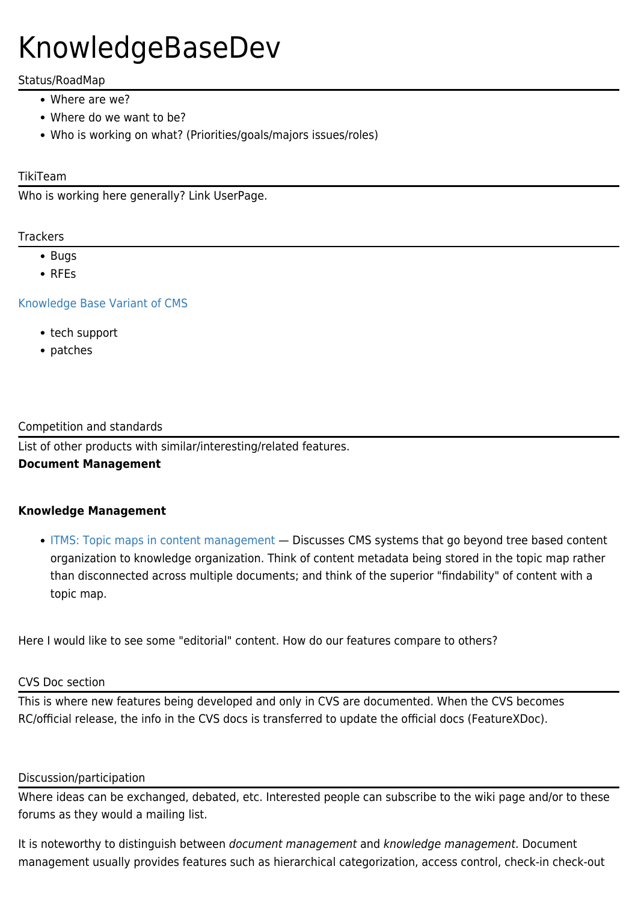# KnowledgeBaseDev

## Status/RoadMap

- Where are we?
- Where do we want to be?
- Who is working on what? (Priorities/goals/majors issues/roles)

## TikiTeam

Who is working here generally? Link UserPage.

## Trackers

- Bugs
- RFEs

Knowledge Base Variant of CMS

- tech support
- patches

## Competition and standards

List of other products with similar/interesting/related features.

**Document Management**

**Knowledge Management**

- ITMS: Topic maps in content management — Discusses CMS systems that go beyond tree based content organization to knowledge organization. Think of content metadata being stored in the topic map rather than disconnected across multiple documents; and think of the superior "findability" of content with a topic map.

Here I would like to see some "editorial" content. How do our features compare to others?

## CVS Doc section

This is where new features being developed and only in CVS are documented. When the CVS becomes RC/official release, the info in the CVS docs is transferred to update the official docs (FeatureXDoc).

## Discussion/participation

Where ideas can be exchanged, debated, etc. Interested people can subscribe to the wiki page and/or to these forums as they would a mailing list.

It is noteworthy to distinguish between *document management* and *knowledge management*. Document management usually provides features such as hierarchical categorization, access control, check-in check-out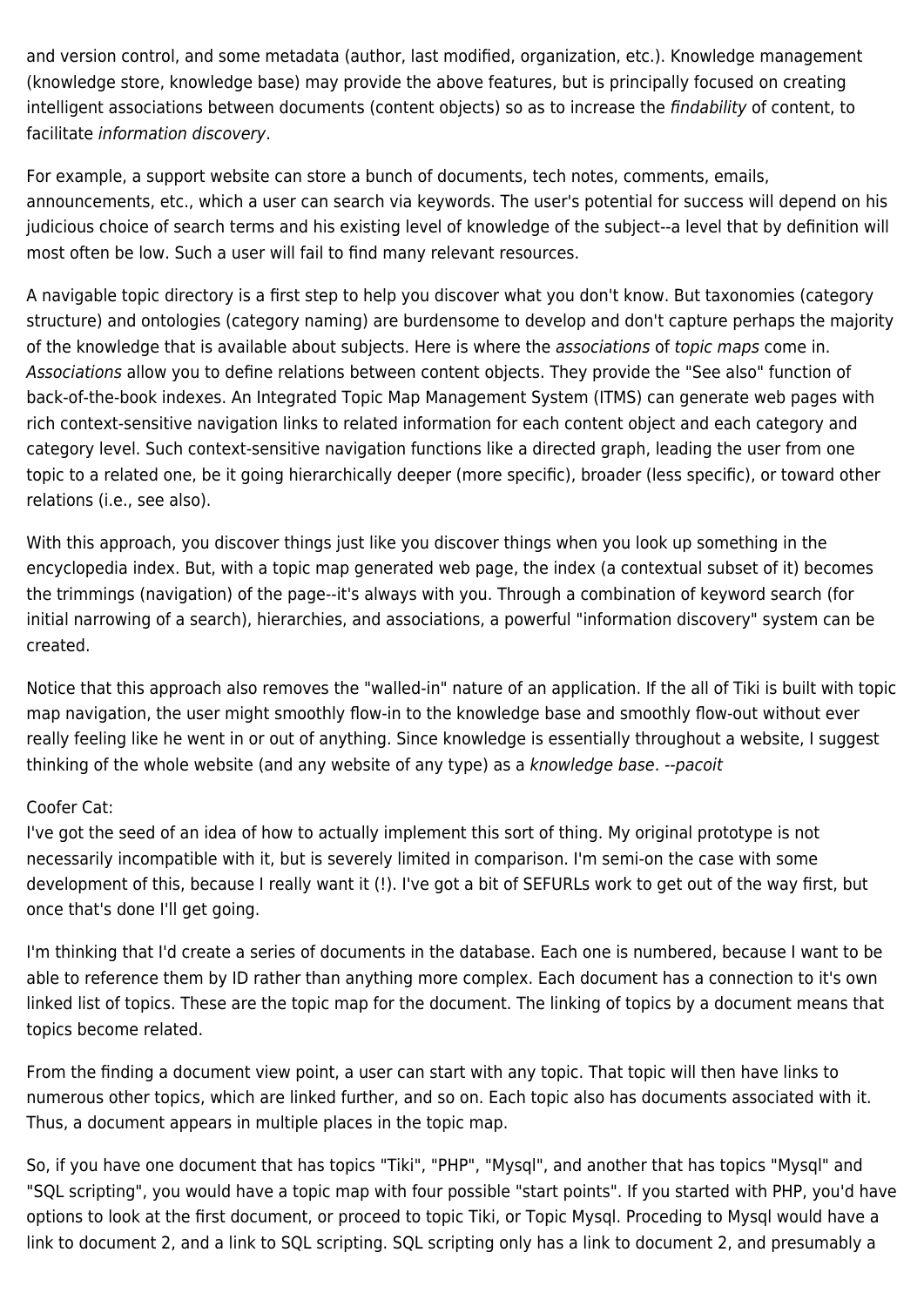and version control, and some metadata (author, last modified, organization, etc.). Knowledge management (knowledge store, knowledge base) may provide the above features, but is principally focused on creating intelligent associations between documents (content objects) so as to increase the *findability* of content, to facilitate *information discovery*.

For example, a support website can store a bunch of documents, tech notes, comments, emails, announcements, etc., which a user can search via keywords. The user's potential for success will depend on his judicious choice of search terms and his existing level of knowledge of the subject--a level that by definition will most often be low. Such a user will fail to find many relevant resources.

A navigable topic directory is a first step to help you discover what you don't know. But taxonomies (category structure) and ontologies (category naming) are burdensome to develop and don't capture perhaps the majority of the knowledge that is available about subjects. Here is where the *associations* of *topic maps* come in. *Associations* allow you to define relations between content objects. They provide the "See also" function of back-of-the-book indexes. An Integrated Topic Map Management System (ITMS) can generate web pages with rich context-sensitive navigation links to related information for each content object and each category and category level. Such context-sensitive navigation functions like a directed graph, leading the user from one topic to a related one, be it going hierarchically deeper (more specific), broader (less specific), or toward other relations (i.e., see also).

With this approach, you discover things just like you discover things when you look up something in the encyclopedia index. But, with a topic map generated web page, the index (a contextual subset of it) becomes the trimmings (navigation) of the page--it's always with you. Through a combination of keyword search (for initial narrowing of a search), hierarchies, and associations, a powerful "information discovery" system can be created.

Notice that this approach also removes the "walled-in" nature of an application. If the all of Tiki is built with topic map navigation, the user might smoothly flow-in to the knowledge base and smoothly flow-out without ever really feeling like he went in or out of anything. Since knowledge is essentially throughout a website, I suggest thinking of the whole website (and any website of any type) as a *knowledge base*. *--pacoit*

Coofer Cat:
I've got the seed of an idea of how to actually implement this sort of thing. My original prototype is not necessarily incompatible with it, but is severely limited in comparison. I'm semi-on the case with some development of this, because I really want it (!). I've got a bit of SEFURLs work to get out of the way first, but once that's done I'll get going.

I'm thinking that I'd create a series of documents in the database. Each one is numbered, because I want to be able to reference them by ID rather than anything more complex. Each document has a connection to it's own linked list of topics. These are the topic map for the document. The linking of topics by a document means that topics become related.

From the finding a document view point, a user can start with any topic. That topic will then have links to numerous other topics, which are linked further, and so on. Each topic also has documents associated with it. Thus, a document appears in multiple places in the topic map.

So, if you have one document that has topics "Tiki", "PHP", "Mysql", and another that has topics "Mysql" and "SQL scripting", you would have a topic map with four possible "start points". If you started with PHP, you'd have options to look at the first document, or proceed to topic Tiki, or Topic Mysql. Proceding to Mysql would have a link to document 2, and a link to SQL scripting. SQL scripting only has a link to document 2, and presumably a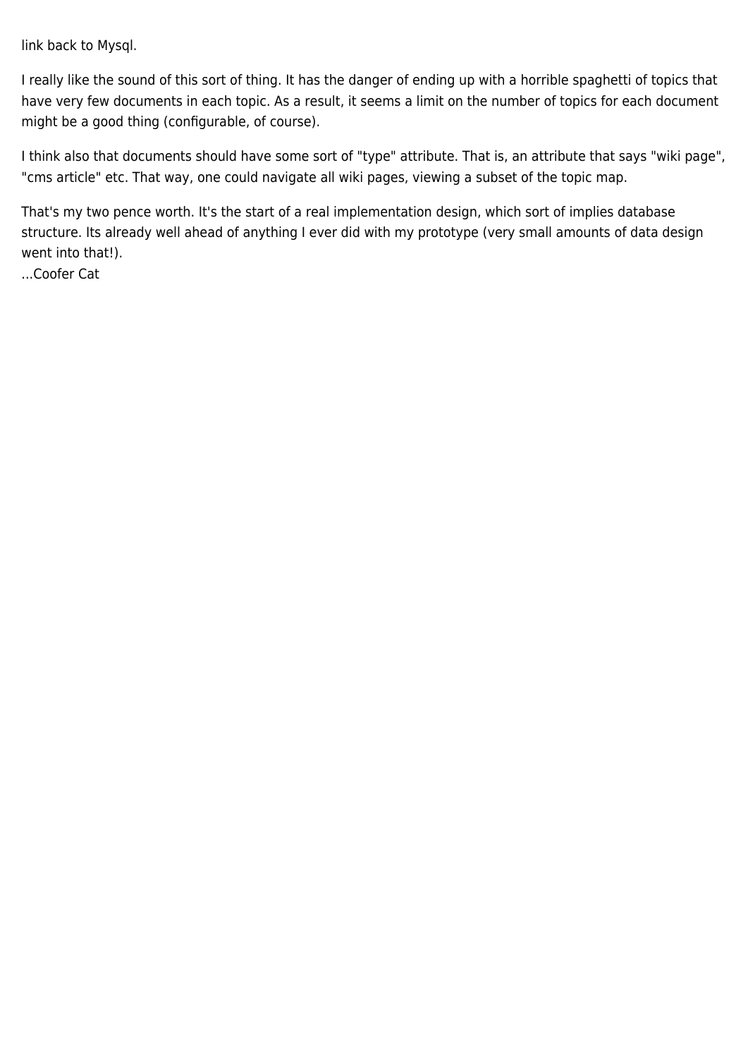link back to Mysql.

I really like the sound of this sort of thing. It has the danger of ending up with a horrible spaghetti of topics that have very few documents in each topic. As a result, it seems a limit on the number of topics for each document might be a good thing (configurable, of course).

I think also that documents should have some sort of "type" attribute. That is, an attribute that says "wiki page", "cms article" etc. That way, one could navigate all wiki pages, viewing a subset of the topic map.

That's my two pence worth. It's the start of a real implementation design, which sort of implies database structure. Its already well ahead of anything I ever did with my prototype (very small amounts of data design went into that!).
...Coofer Cat